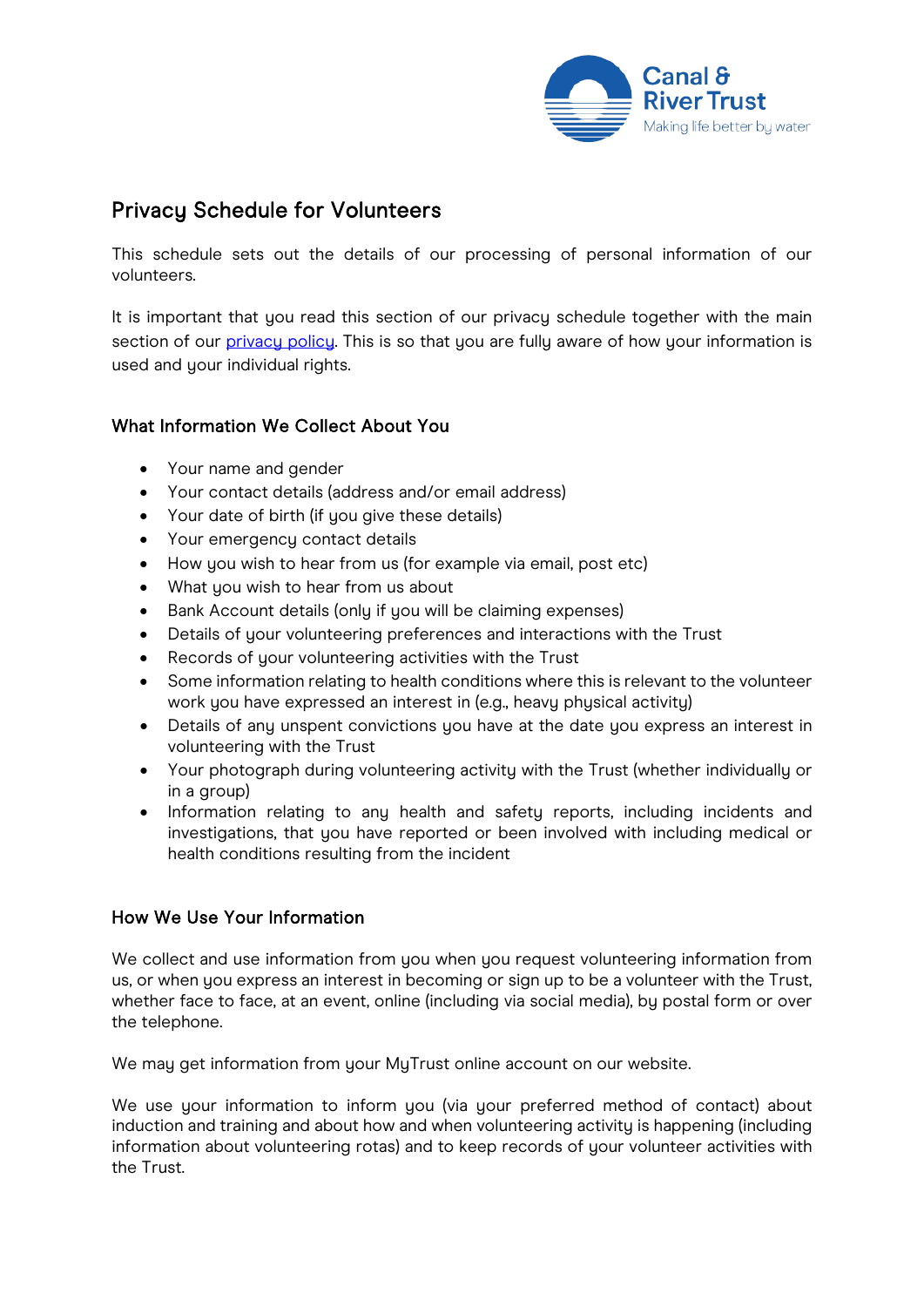# Privacy Schedule for Volunteers

This schedule sets out the details of our processing of personal information of our volunteers.

It is important that you read this section of our privacy schedule together with the main section of our privacy policy. This is so that you are fully aware of how your information is used and your individual rights.

## What Information We Collect About You

- Your name and gender
- Your contact details (address and/or email address)
- Your date of birth (if you give these details)
- Your emergency contact details
- How you wish to hear from us (for example via email, post etc)
- What you wish to hear from us about
- Bank Account details (only if you will be claiming expenses)
- Details of your volunteering preferences and interactions with the Trust
- Records of your volunteering activities with the Trust
- Some information relating to health conditions where this is relevant to the volunteer work you have expressed an interest in (e.g., heavy physical activity)
- Details of any unspent convictions you have at the date you express an interest in volunteering with the Trust
- Your photograph during volunteering activity with the Trust (whether individually or in a group)
- Information relating to any health and safety reports, including incidents and investigations, that you have reported or been involved with including medical or health conditions resulting from the incident

## How We Use Your Information

We collect and use information from you when you request volunteering information from us, or when you express an interest in becoming or sign up to be a volunteer with the Trust, whether face to face, at an event, online (including via social media), by postal form or over the telephone.

We may get information from your MyTrust online account on our website.

We use your information to inform you (via your preferred method of contact) about induction and training and about how and when volunteering activity is happening (including information about volunteering rotas) and to keep records of your volunteer activities with the Trust.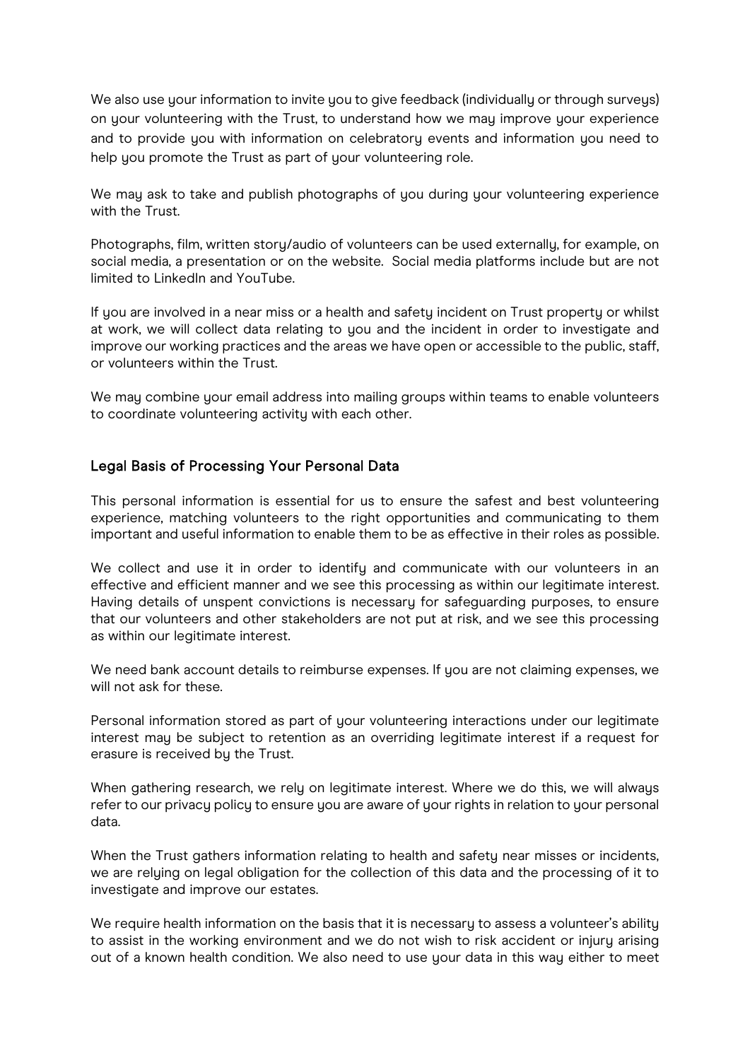We also use your information to invite you to give feedback (individually or through surveys) on your volunteering with the Trust, to understand how we may improve your experience and to provide you with information on celebratory events and information you need to help you promote the Trust as part of your volunteering role.

We may ask to take and publish photographs of you during your volunteering experience with the Trust.

Photographs, film, written story/audio of volunteers can be used externally, for example, on social media, a presentation or on the website. Social media platforms include but are not limited to LinkedIn and YouTube.

If you are involved in a near miss or a health and safety incident on Trust property or whilst at work, we will collect data relating to you and the incident in order to investigate and improve our working practices and the areas we have open or accessible to the public, staff, or volunteers within the Trust.

We may combine your email address into mailing groups within teams to enable volunteers to coordinate volunteering activity with each other.

## Legal Basis of Processing Your Personal Data

This personal information is essential for us to ensure the safest and best volunteering experience, matching volunteers to the right opportunities and communicating to them important and useful information to enable them to be as effective in their roles as possible.

We collect and use it in order to identify and communicate with our volunteers in an effective and efficient manner and we see this processing as within our legitimate interest. Having details of unspent convictions is necessary for safeguarding purposes, to ensure that our volunteers and other stakeholders are not put at risk, and we see this processing as within our legitimate interest.

We need bank account details to reimburse expenses. If you are not claiming expenses, we will not ask for these.

Personal information stored as part of your volunteering interactions under our legitimate interest may be subject to retention as an overriding legitimate interest if a request for erasure is received by the Trust.

When gathering research, we rely on legitimate interest. Where we do this, we will always refer to our privacy policy to ensure you are aware of your rights in relation to your personal data.

When the Trust gathers information relating to health and safety near misses or incidents, we are relying on legal obligation for the collection of this data and the processing of it to investigate and improve our estates.

We require health information on the basis that it is necessary to assess a volunteer's ability to assist in the working environment and we do not wish to risk accident or injury arising out of a known health condition. We also need to use your data in this way either to meet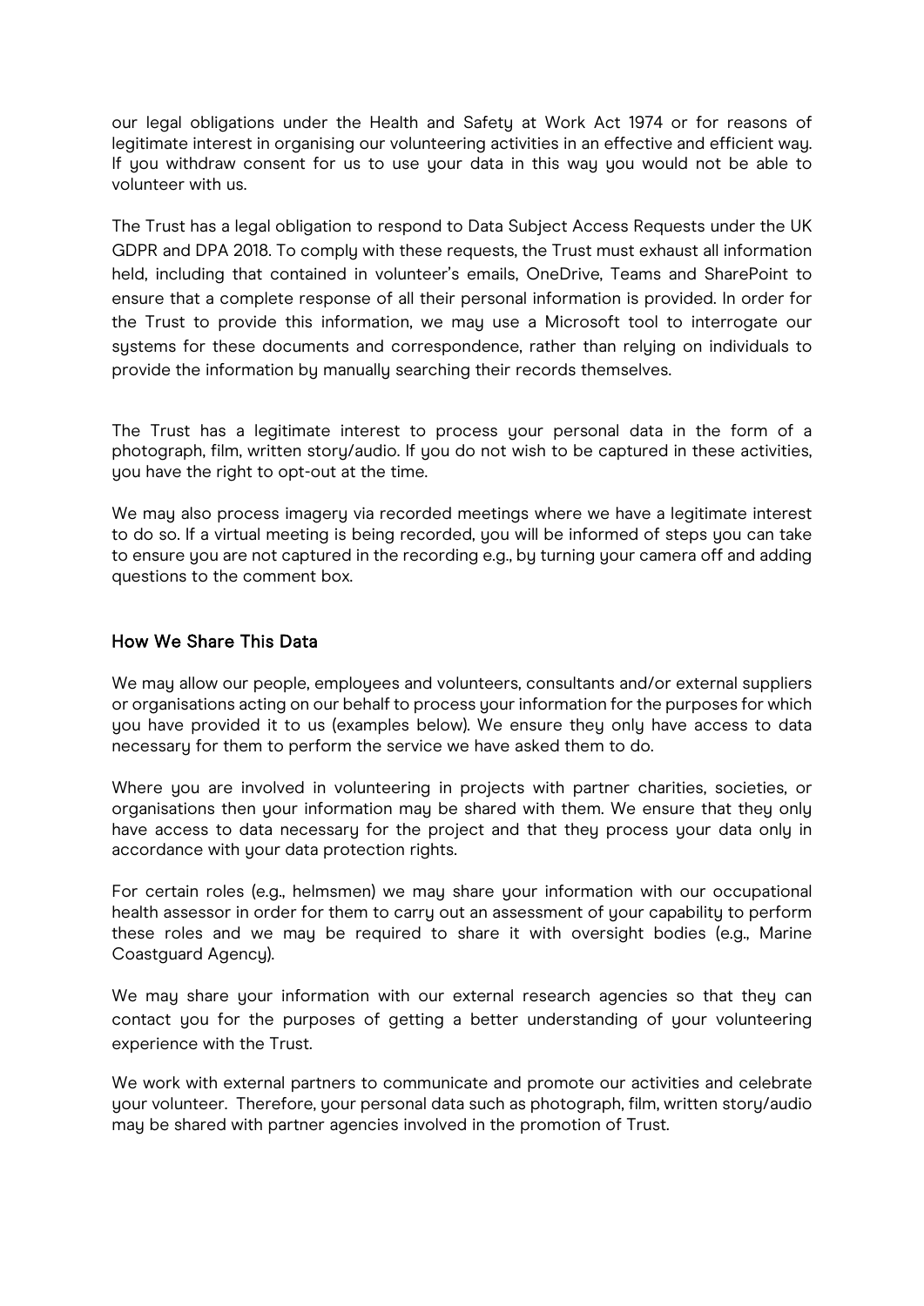our legal obligations under the Health and Safety at Work Act 1974 or for reasons of legitimate interest in organising our volunteering activities in an effective and efficient way. If you withdraw consent for us to use your data in this way you would not be able to volunteer with us.

The Trust has a legal obligation to respond to Data Subject Access Requests under the UK GDPR and DPA 2018. To comply with these requests, the Trust must exhaust all information held, including that contained in volunteer's emails, OneDrive, Teams and SharePoint to ensure that a complete response of all their personal information is provided. In order for the Trust to provide this information, we may use a Microsoft tool to interrogate our systems for these documents and correspondence, rather than relying on individuals to provide the information by manually searching their records themselves.

The Trust has a legitimate interest to process your personal data in the form of a photograph, film, written story/audio. If you do not wish to be captured in these activities, you have the right to opt-out at the time.

We may also process imagery via recorded meetings where we have a legitimate interest to do so. If a virtual meeting is being recorded, you will be informed of steps you can take to ensure you are not captured in the recording e.g., by turning your camera off and adding questions to the comment box.

## How We Share This Data

We may allow our people, employees and volunteers, consultants and/or external suppliers or organisations acting on our behalf to process your information for the purposes for which you have provided it to us (examples below). We ensure they only have access to data necessary for them to perform the service we have asked them to do.

Where you are involved in volunteering in projects with partner charities, societies, or organisations then your information may be shared with them. We ensure that they only have access to data necessary for the project and that they process your data only in accordance with your data protection rights.

For certain roles (e.g., helmsmen) we may share your information with our occupational health assessor in order for them to carry out an assessment of your capability to perform these roles and we may be required to share it with oversight bodies (e.g., Marine Coastguard Agency).

We may share your information with our external research agencies so that they can contact you for the purposes of getting a better understanding of your volunteering experience with the Trust.

We work with external partners to communicate and promote our activities and celebrate your volunteer. Therefore, your personal data such as photograph, film, written story/audio may be shared with partner agencies involved in the promotion of Trust.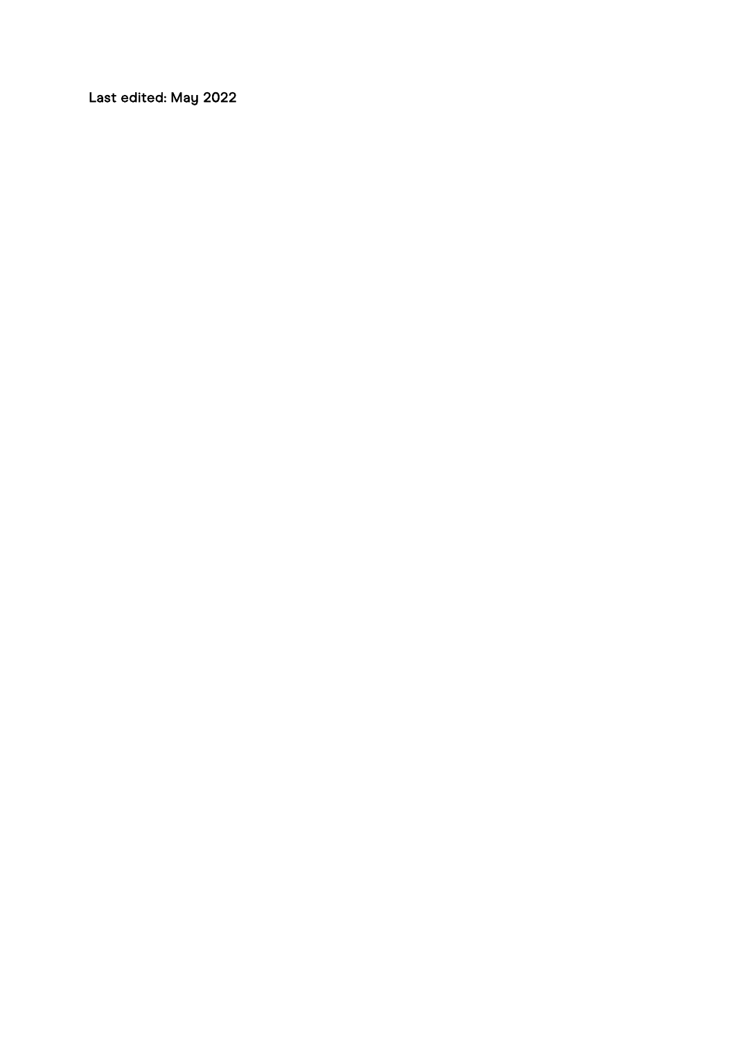Last edited: May 2022